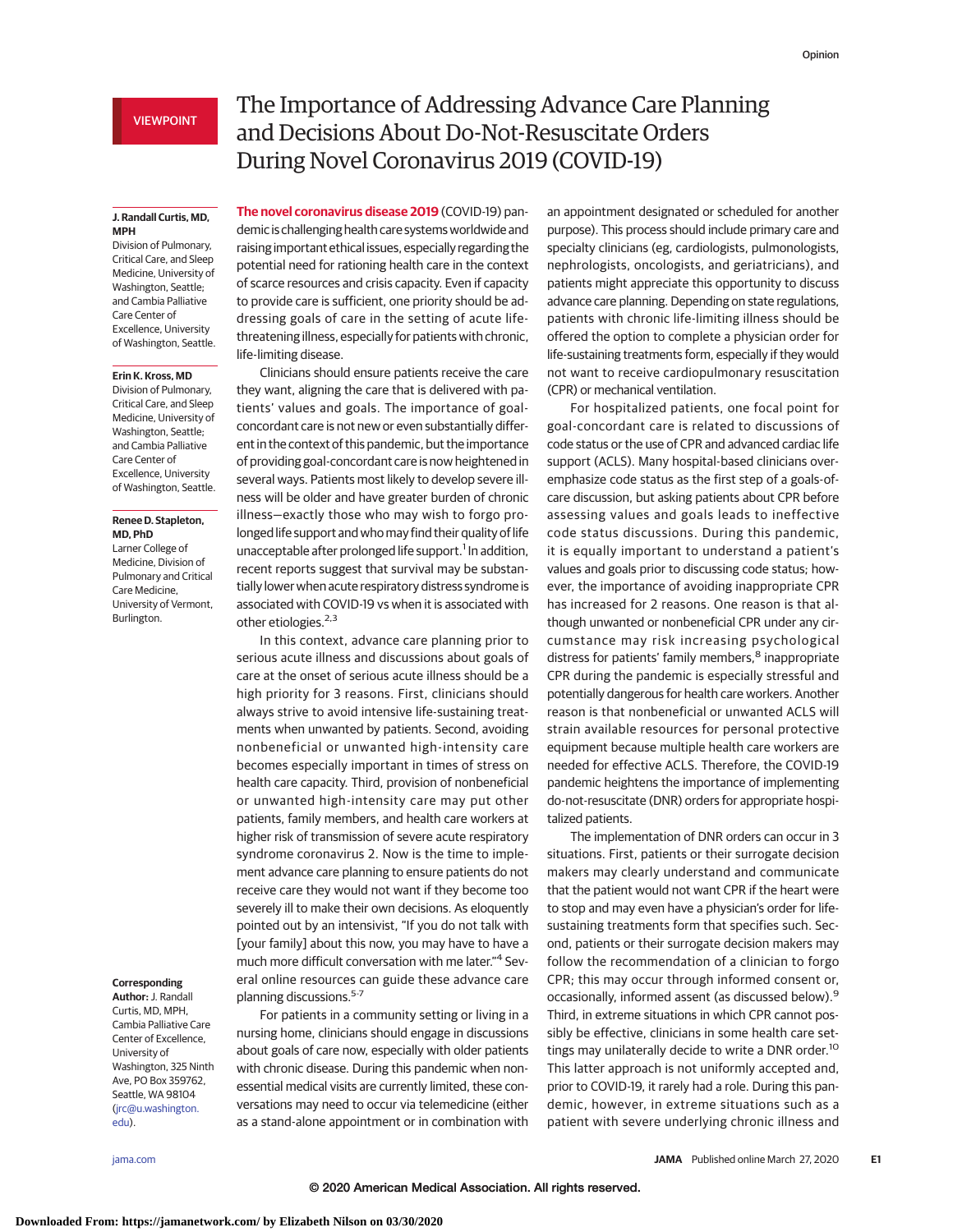VIEWPOINT

# The Importance of Addressing Advance Care Planning and Decisions About Do-Not-Resuscitate Orders During Novel Coronavirus 2019 (COVID-19)

**J. Randall Curtis, MD, MPH**
Division of Pulmonary, Critical Care, and Sleep Medicine, University of Washington, Seattle; and Cambia Palliative Care Center of Excellence, University of Washington, Seattle.

**Erin K. Kross, MD**
Division of Pulmonary, Critical Care, and Sleep Medicine, University of Washington, Seattle; and Cambia Palliative Care Center of Excellence, University of Washington, Seattle.

**Renee D. Stapleton, MD, PhD**
Larner College of Medicine, Division of Pulmonary and Critical Care Medicine, University of Vermont, Burlington.

**Corresponding Author:** J. Randall Curtis, MD, MPH, Cambia Palliative Care Center of Excellence, University of Washington, 325 Ninth Ave, PO Box 359762, Seattle, WA 98104 (jrc@u.washington.edu).

**The novel coronavirus disease 2019** (COVID-19) pandemic is challenging health care systems worldwide and raising important ethical issues, especially regarding the potential need for rationing health care in the context of scarce resources and crisis capacity. Even if capacity to provide care is sufficient, one priority should be addressing goals of care in the setting of acute life-threatening illness, especially for patients with chronic, life-limiting disease.

Clinicians should ensure patients receive the care they want, aligning the care that is delivered with patients' values and goals. The importance of goal-concordant care is not new or even substantially different in the context of this pandemic, but the importance of providing goal-concordant care is now heightened in several ways. Patients most likely to develop severe illness will be older and have greater burden of chronic illness—exactly those who may wish to forgo prolonged life support and who may find their quality of life unacceptable after prolonged life support.[1] In addition, recent reports suggest that survival may be substantially lower when acute respiratory distress syndrome is associated with COVID-19 vs when it is associated with other etiologies.[2,3]

In this context, advance care planning prior to serious acute illness and discussions about goals of care at the onset of serious acute illness should be a high priority for 3 reasons. First, clinicians should always strive to avoid intensive life-sustaining treatments when unwanted by patients. Second, avoiding nonbeneficial or unwanted high-intensity care becomes especially important in times of stress on health care capacity. Third, provision of nonbeneficial or unwanted high-intensity care may put other patients, family members, and health care workers at higher risk of transmission of severe acute respiratory syndrome coronavirus 2. Now is the time to implement advance care planning to ensure patients do not receive care they would not want if they become too severely ill to make their own decisions. As eloquently pointed out by an intensivist, "If you do not talk with [your family] about this now, you may have to have a much more difficult conversation with me later."[4] Several online resources can guide these advance care planning discussions.[5-7]

For patients in a community setting or living in a nursing home, clinicians should engage in discussions about goals of care now, especially with older patients with chronic disease. During this pandemic when nonessential medical visits are currently limited, these conversations may need to occur via telemedicine (either as a stand-alone appointment or in combination with an appointment designated or scheduled for another purpose). This process should include primary care and specialty clinicians (eg, cardiologists, pulmonologists, nephrologists, oncologists, and geriatricians), and patients might appreciate this opportunity to discuss advance care planning. Depending on state regulations, patients with chronic life-limiting illness should be offered the option to complete a physician order for life-sustaining treatments form, especially if they would not want to receive cardiopulmonary resuscitation (CPR) or mechanical ventilation.

For hospitalized patients, one focal point for goal-concordant care is related to discussions of code status or the use of CPR and advanced cardiac life support (ACLS). Many hospital-based clinicians overemphasize code status as the first step of a goals-of-care discussion, but asking patients about CPR before assessing values and goals leads to ineffective code status discussions. During this pandemic, it is equally important to understand a patient's values and goals prior to discussing code status; however, the importance of avoiding inappropriate CPR has increased for 2 reasons. One reason is that although unwanted or nonbeneficial CPR under any circumstance may risk increasing psychological distress for patients' family members,[8] inappropriate CPR during the pandemic is especially stressful and potentially dangerous for health care workers. Another reason is that nonbeneficial or unwanted ACLS will strain available resources for personal protective equipment because multiple health care workers are needed for effective ACLS. Therefore, the COVID-19 pandemic heightens the importance of implementing do-not-resuscitate (DNR) orders for appropriate hospitalized patients.

The implementation of DNR orders can occur in 3 situations. First, patients or their surrogate decision makers may clearly understand and communicate that the patient would not want CPR if the heart were to stop and may even have a physician's order for life-sustaining treatments form that specifies such. Second, patients or their surrogate decision makers may follow the recommendation of a clinician to forgo CPR; this may occur through informed consent or, occasionally, informed assent (as discussed below).[9] Third, in extreme situations in which CPR cannot possibly be effective, clinicians in some health care settings may unilaterally decide to write a DNR order.[10] This latter approach is not uniformly accepted and, prior to COVID-19, it rarely had a role. During this pandemic, however, in extreme situations such as a patient with severe underlying chronic illness and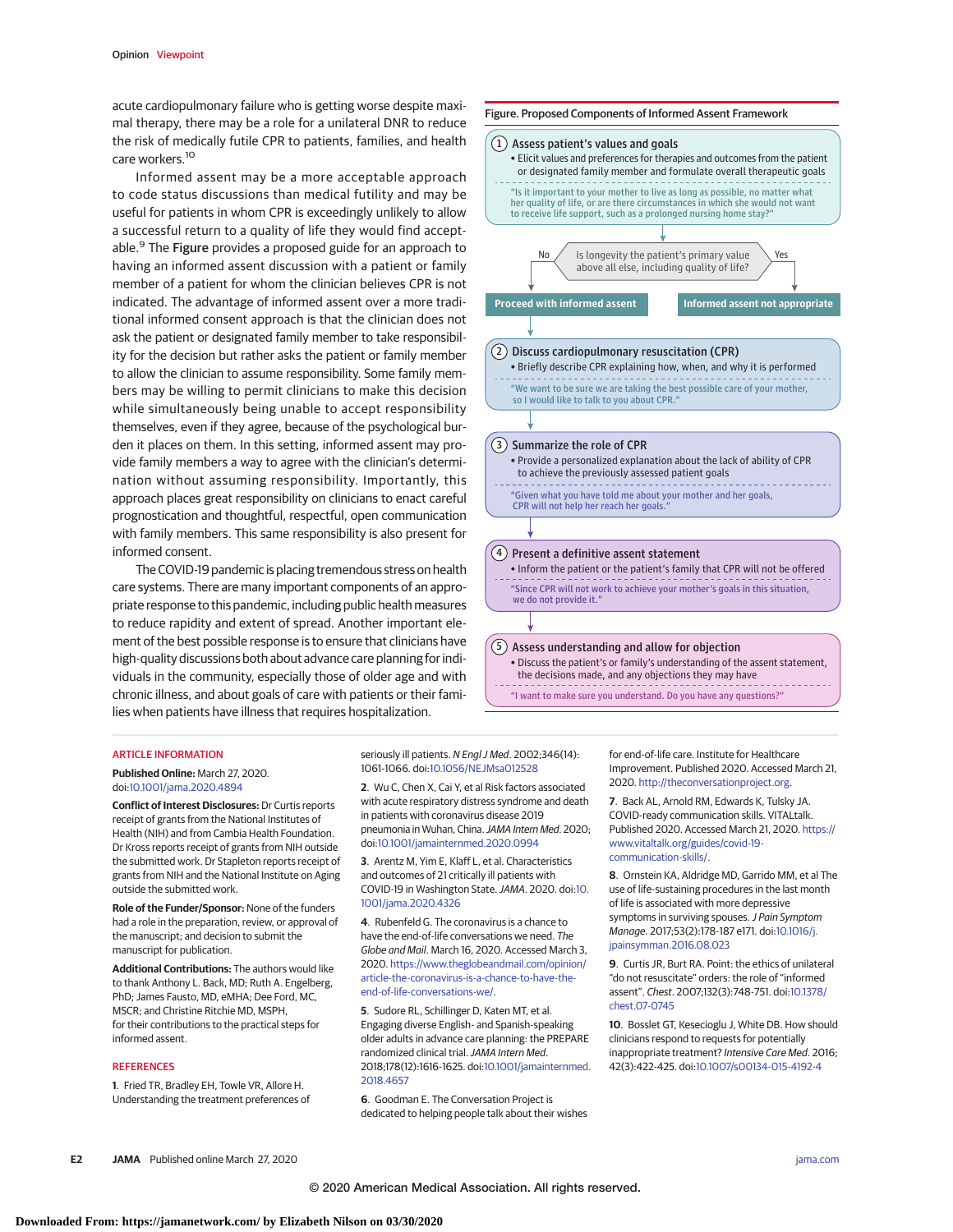acute cardiopulmonary failure who is getting worse despite maximal therapy, there may be a role for a unilateral DNR to reduce the risk of medically futile CPR to patients, families, and health care workers.[10]

Informed assent may be a more acceptable approach to code status discussions than medical futility and may be useful for patients in whom CPR is exceedingly unlikely to allow a successful return to a quality of life they would find acceptable.[9] The **Figure** provides a proposed guide for an approach to having an informed assent discussion with a patient or family member of a patient for whom the clinician believes CPR is not indicated. The advantage of informed assent over a more traditional informed consent approach is that the clinician does not ask the patient or designated family member to take responsibility for the decision but rather asks the patient or family member to allow the clinician to assume responsibility. Some family members may be willing to permit clinicians to make this decision while simultaneously being unable to accept responsibility themselves, even if they agree, because of the psychological burden it places on them. In this setting, informed assent may provide family members a way to agree with the clinician's determination without assuming responsibility. Importantly, this approach places great responsibility on clinicians to enact careful prognostication and thoughtful, respectful, open communication with family members. This same responsibility is also present for informed consent.

The COVID-19 pandemic is placing tremendous stress on health care systems. There are many important components of an appropriate response to this pandemic, including public health measures to reduce rapidity and extent of spread. Another important element of the best possible response is to ensure that clinicians have high-quality discussions both about advance care planning for individuals in the community, especially those of older age and with chronic illness, and about goals of care with patients or their families when patients have illness that requires hospitalization.

**Figure. Proposed Components of Informed Assent Framework**

(1) Assess patient's values and goals
• Elicit values and preferences for therapies and outcomes from the patient or designated family member and formulate overall therapeutic goals
"Is it important to your mother to live as long as possible, no matter what her quality of life, or are there circumstances in which she would not want to receive life support, such as a prolonged nursing home stay?"

Is longevity the patient's primary value above all else, including quality of life?
No → Proceed with informed assent
Yes → Informed assent not appropriate

(2) Discuss cardiopulmonary resuscitation (CPR)
• Briefly describe CPR explaining how, when, and why it is performed
"We want to be sure we are taking the best possible care of your mother, so I would like to talk to you about CPR."

(3) Summarize the role of CPR
• Provide a personalized explanation about the lack of ability of CPR to achieve the previously assessed patient goals
"Given what you have told me about your mother and her goals, CPR will not help her reach her goals."

(4) Present a definitive assent statement
• Inform the patient or the patient's family that CPR will not be offered
"Since CPR will not work to achieve your mother's goals in this situation, we do not provide it."

(5) Assess understanding and allow for objection
• Discuss the patient's or family's understanding of the assent statement, the decisions made, and any objections they may have
"I want to make sure you understand. Do you have any questions?"

## ARTICLE INFORMATION

**Published Online:** March 27, 2020. doi:10.1001/jama.2020.4894

**Conflict of Interest Disclosures:** Dr Curtis reports receipt of grants from the National Institutes of Health (NIH) and from Cambia Health Foundation. Dr Kross reports receipt of grants from NIH outside the submitted work. Dr Stapleton reports receipt of grants from NIH and the National Institute on Aging outside the submitted work.

**Role of the Funder/Sponsor:** None of the funders had a role in the preparation, review, or approval of the manuscript; and decision to submit the manuscript for publication.

**Additional Contributions:** The authors would like to thank Anthony L. Back, MD; Ruth A. Engelberg, PhD; James Fausto, MD, eMHA; Dee Ford, MC, MSCR; and Christine Ritchie MD, MSPH, for their contributions to the practical steps for informed assent.

## REFERENCES

1. Fried TR, Bradley EH, Towle VR, Allore H. Understanding the treatment preferences of seriously ill patients. *N Engl J Med*. 2002;346(14):1061-1066. doi:10.1056/NEJMsa012528

2. Wu C, Chen X, Cai Y, et al Risk factors associated with acute respiratory distress syndrome and death in patients with coronavirus disease 2019 pneumonia in Wuhan, China. *JAMA Intern Med*. 2020; doi:10.1001/jamainternmed.2020.0994

3. Arentz M, Yim E, Klaff L, et al. Characteristics and outcomes of 21 critically ill patients with COVID-19 in Washington State. *JAMA*. 2020. doi:10.1001/jama.2020.4326

4. Rubenfeld G. The coronavirus is a chance to have the end-of-life conversations we need. *The Globe and Mail*. March 16, 2020. Accessed March 3, 2020. https://www.theglobeandmail.com/opinion/article-the-coronavirus-is-a-chance-to-have-the-end-of-life-conversations-we/.

5. Sudore RL, Schillinger D, Katen MT, et al. Engaging diverse English- and Spanish-speaking older adults in advance care planning: the PREPARE randomized clinical trial. *JAMA Intern Med*. 2018;178(12):1616-1625. doi:10.1001/jamainternmed.2018.4657

6. Goodman E. The Conversation Project is dedicated to helping people talk about their wishes for end-of-life care. Institute for Healthcare Improvement. Published 2020. Accessed March 21, 2020. http://theconversationproject.org.

7. Back AL, Arnold RM, Edwards K, Tulsky JA. COVID-ready communication skills. VITALtalk. Published 2020. Accessed March 21, 2020. https://www.vitaltalk.org/guides/covid-19-communication-skills/.

8. Ornstein KA, Aldridge MD, Garrido MM, et al The use of life-sustaining procedures in the last month of life is associated with more depressive symptoms in surviving spouses. *J Pain Symptom Manage*. 2017;53(2):178-187 e171. doi:10.1016/j.jpainsymman.2016.08.023

9. Curtis JR, Burt RA. Point: the ethics of unilateral "do not resuscitate" orders: the role of "informed assent". *Chest*. 2007;132(3):748-751. doi:10.1378/chest.07-0745

10. Bosslet GT, Kesecioglu J, White DB. How should clinicians respond to requests for potentially inappropriate treatment? *Intensive Care Med*. 2016;42(3):422-425. doi:10.1007/s00134-015-4192-4